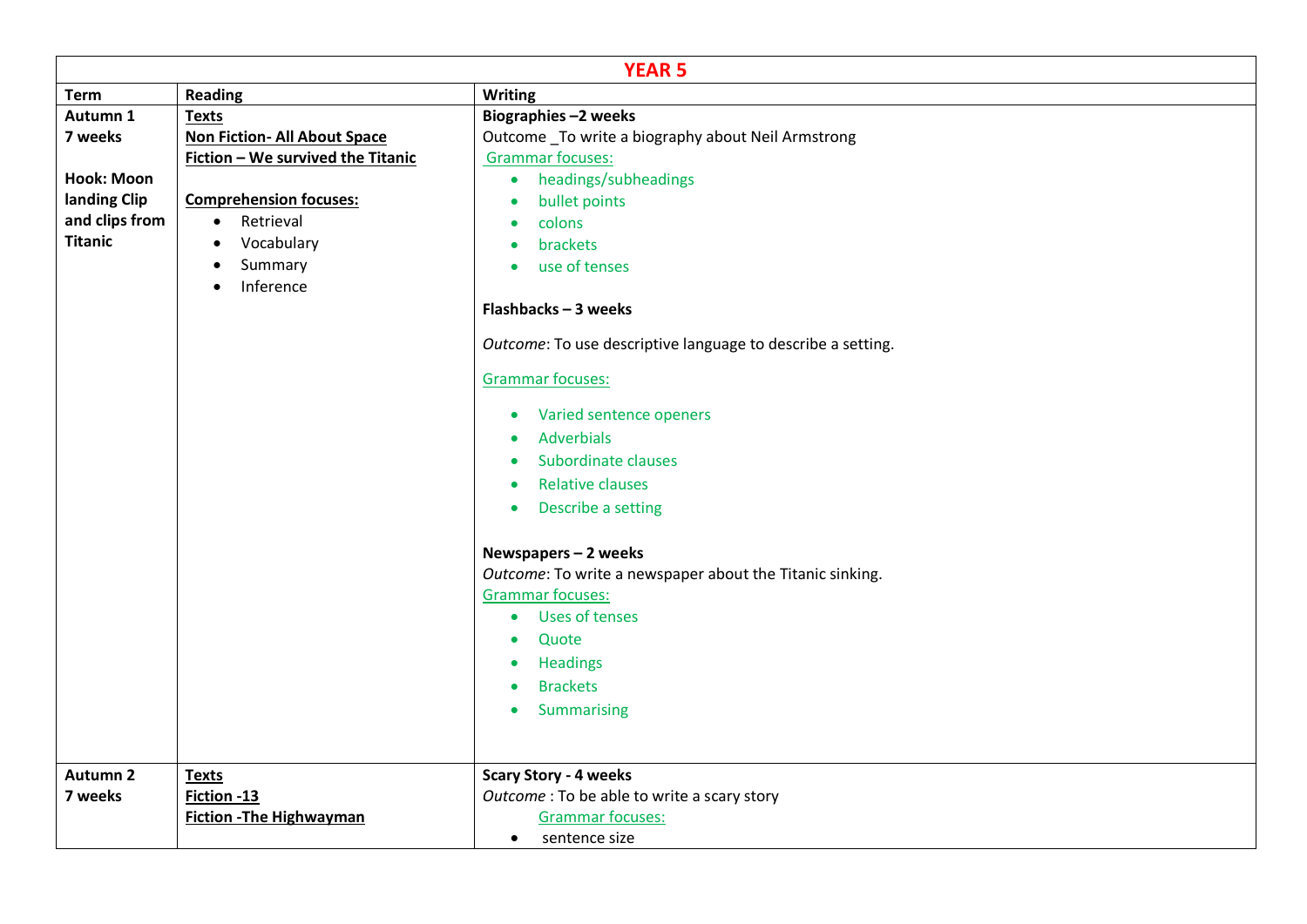# YEAR 5

| Term | Reading | Writing |
|---|---|---|
| **Autumn 1**<br>**7 weeks**<br><br>**Hook: Moon landing Clip and clips from Titanic** | **Texts**<br>**Non Fiction- All About Space**<br>**Fiction – We survived the Titanic**<br><br>**Comprehension focuses:**<br>• Retrieval<br>• Vocabulary<br>• Summary<br>• Inference | **Biographies –2 weeks**<br>Outcome _To write a biography about Neil Armstrong<br>Grammar focuses:<br>• headings/subheadings<br>• bullet points<br>• colons<br>• brackets<br>• use of tenses<br><br>**Flashbacks – 3 weeks**<br>*Outcome*: To use descriptive language to describe a setting.<br>Grammar focuses:<br>• Varied sentence openers<br>• Adverbials<br>• Subordinate clauses<br>• Relative clauses<br>• Describe a setting<br><br>**Newspapers – 2 weeks**<br>*Outcome*: To write a newspaper about the Titanic sinking.<br>Grammar focuses:<br>• Uses of tenses<br>• Quote<br>• Headings<br>• Brackets<br>• Summarising |
| **Autumn 2**<br>**7 weeks** | **Texts**<br>**Fiction -13**<br>**Fiction -The Highwayman** | **Scary Story - 4 weeks**<br>*Outcome* : To be able to write a scary story<br>Grammar focuses:<br>• sentence size |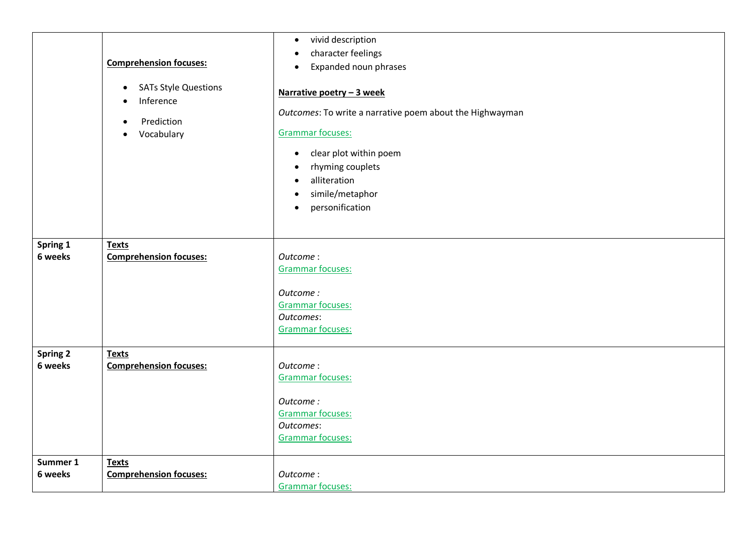| | | |
|---|---|---|
| | **Comprehension focuses:**<br><br>• SATs Style Questions<br>• Inference<br>• Prediction<br>• Vocabulary | • vivid description<br>• character feelings<br>• Expanded noun phrases<br><br>**Narrative poetry – 3 week**<br><br>*Outcomes*: To write a narrative poem about the Highwayman<br><br>Grammar focuses:<br><br>• clear plot within poem<br>• rhyming couplets<br>• alliteration<br>• simile/metaphor<br>• personification |
| **Spring 1**<br>**6 weeks** | **Texts**<br>**Comprehension focuses:** | *Outcome* :<br>Grammar focuses:<br><br>*Outcome :*<br>Grammar focuses:<br>*Outcomes*:<br>Grammar focuses: |
| **Spring 2**<br>**6 weeks** | **Texts**<br>**Comprehension focuses:** | *Outcome* :<br>Grammar focuses:<br><br>*Outcome :*<br>Grammar focuses:<br>*Outcomes*:<br>Grammar focuses: |
| **Summer 1**<br>**6 weeks** | **Texts**<br>**Comprehension focuses:** | *Outcome* :<br>Grammar focuses: |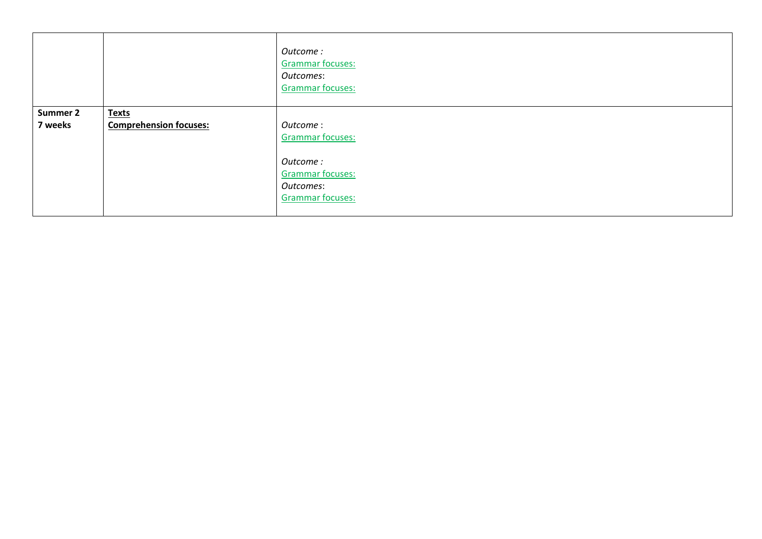| | | |
|---|---|---|
| | | *Outcome :*<br>Grammar focuses:<br>*Outcomes*:<br>Grammar focuses: |
| **Summer 2**<br>**7 weeks** | **Texts**<br>**Comprehension focuses:** | *Outcome* :<br>Grammar focuses:<br><br>*Outcome :*<br>Grammar focuses:<br>*Outcomes*:<br>Grammar focuses: |